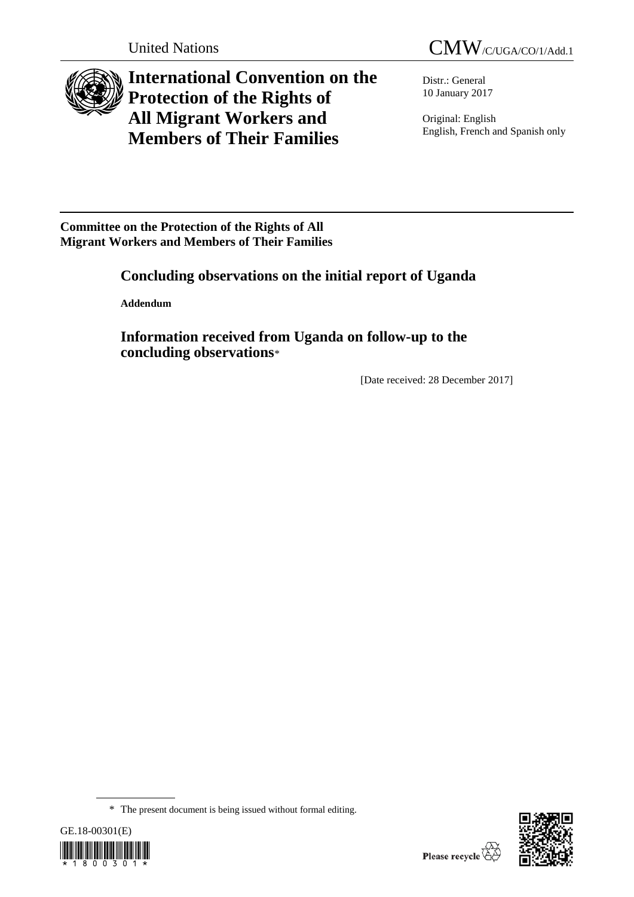United Nations

# CMW/C/UGA/CO/1/Add.1

## International Convention on the Protection of the Rights of All Migrant Workers and Members of Their Families

Distr.: General
10 January 2017

Original: English
English, French and Spanish only

**Committee on the Protection of the Rights of All Migrant Workers and Members of Their Families**

## Concluding observations on the initial report of Uganda

**Addendum**

## Information received from Uganda on follow-up to the concluding observations*

[Date received: 28 December 2017]

\* The present document is being issued without formal editing.

GE.18-00301(E)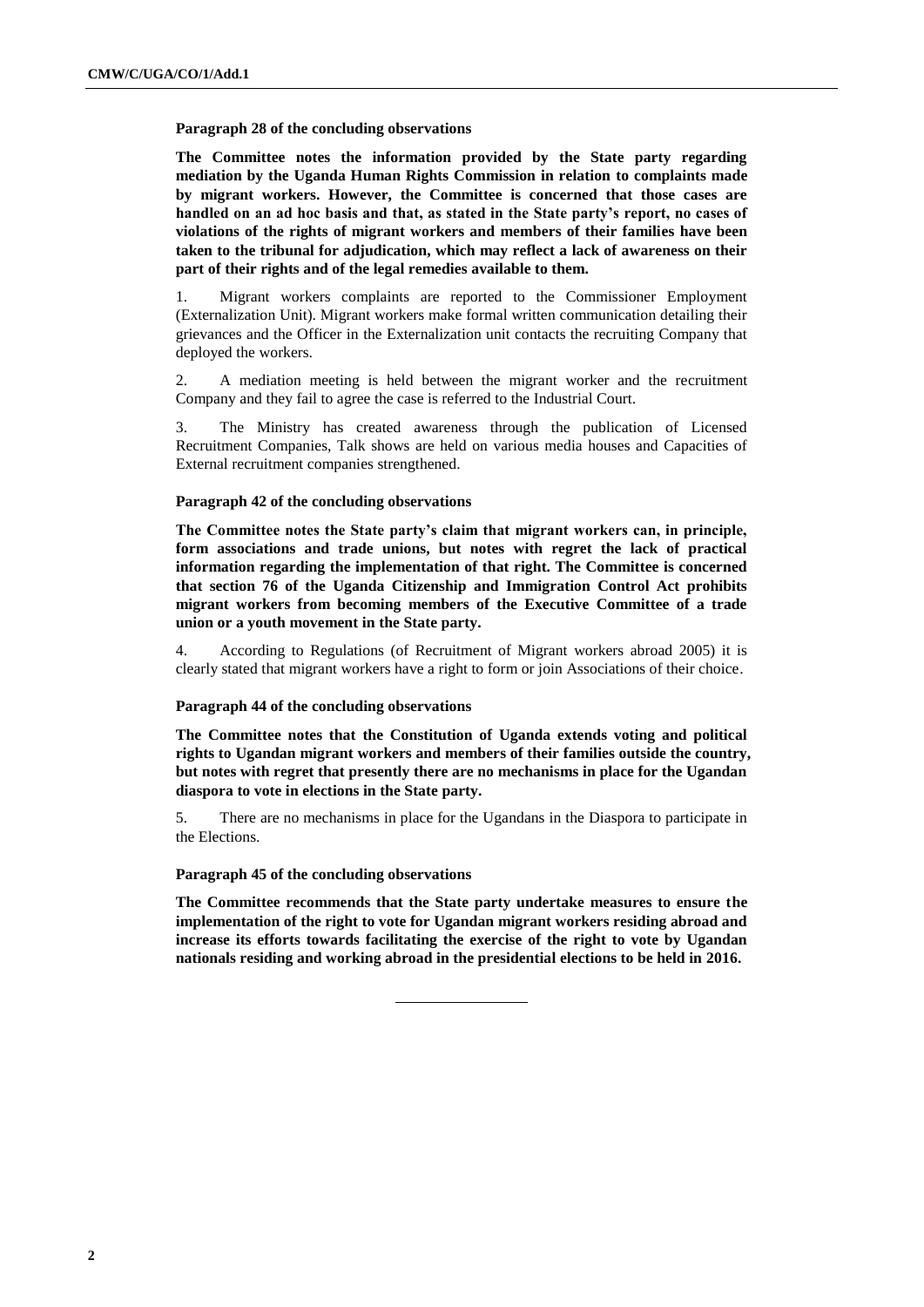**Paragraph 28 of the concluding observations**

**The Committee notes the information provided by the State party regarding mediation by the Uganda Human Rights Commission in relation to complaints made by migrant workers. However, the Committee is concerned that those cases are handled on an ad hoc basis and that, as stated in the State party's report, no cases of violations of the rights of migrant workers and members of their families have been taken to the tribunal for adjudication, which may reflect a lack of awareness on their part of their rights and of the legal remedies available to them.**

1. Migrant workers complaints are reported to the Commissioner Employment (Externalization Unit). Migrant workers make formal written communication detailing their grievances and the Officer in the Externalization unit contacts the recruiting Company that deployed the workers.

2. A mediation meeting is held between the migrant worker and the recruitment Company and they fail to agree the case is referred to the Industrial Court.

3. The Ministry has created awareness through the publication of Licensed Recruitment Companies, Talk shows are held on various media houses and Capacities of External recruitment companies strengthened.

**Paragraph 42 of the concluding observations**

**The Committee notes the State party's claim that migrant workers can, in principle, form associations and trade unions, but notes with regret the lack of practical information regarding the implementation of that right. The Committee is concerned that section 76 of the Uganda Citizenship and Immigration Control Act prohibits migrant workers from becoming members of the Executive Committee of a trade union or a youth movement in the State party.**

4. According to Regulations (of Recruitment of Migrant workers abroad 2005) it is clearly stated that migrant workers have a right to form or join Associations of their choice.

**Paragraph 44 of the concluding observations**

**The Committee notes that the Constitution of Uganda extends voting and political rights to Ugandan migrant workers and members of their families outside the country, but notes with regret that presently there are no mechanisms in place for the Ugandan diaspora to vote in elections in the State party.**

5. There are no mechanisms in place for the Ugandans in the Diaspora to participate in the Elections.

**Paragraph 45 of the concluding observations**

**The Committee recommends that the State party undertake measures to ensure the implementation of the right to vote for Ugandan migrant workers residing abroad and increase its efforts towards facilitating the exercise of the right to vote by Ugandan nationals residing and working abroad in the presidential elections to be held in 2016.**